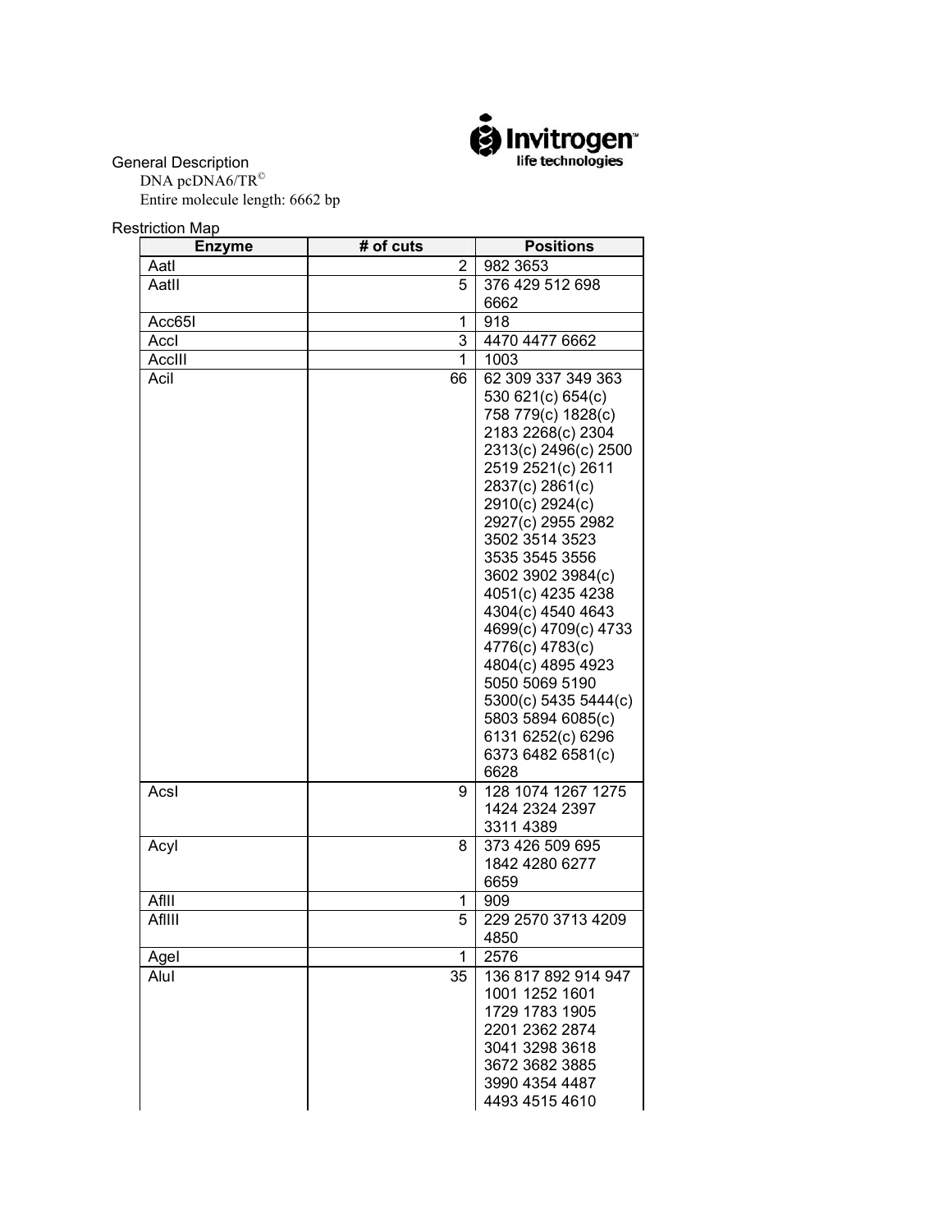General Description

DNA pcDNA6/TR©

Entire molecule length: 6662 bp

Restriction Map

| Enzyme | # of cuts | Positions |
|---|---|---|
| AatI | 2 | 982 3653 |
| AatII | 5 | 376 429 512 698 6662 |
| Acc65I | 1 | 918 |
| AccI | 3 | 4470 4477 6662 |
| AccIII | 1 | 1003 |
| AciI | 66 | 62 309 337 349 363 530 621(c) 654(c) 758 779(c) 1828(c) 2183 2268(c) 2304 2313(c) 2496(c) 2500 2519 2521(c) 2611 2837(c) 2861(c) 2910(c) 2924(c) 2927(c) 2955 2982 3502 3514 3523 3535 3545 3556 3602 3902 3984(c) 4051(c) 4235 4238 4304(c) 4540 4643 4699(c) 4709(c) 4733 4776(c) 4783(c) 4804(c) 4895 4923 5050 5069 5190 5300(c) 5435 5444(c) 5803 5894 6085(c) 6131 6252(c) 6296 6373 6482 6581(c) 6628 |
| AcsI | 9 | 128 1074 1267 1275 1424 2324 2397 3311 4389 |
| AcyI | 8 | 373 426 509 695 1842 4280 6277 6659 |
| AflII | 1 | 909 |
| AflIII | 5 | 229 2570 3713 4209 4850 |
| AgeI | 1 | 2576 |
| AluI | 35 | 136 817 892 914 947 1001 1252 1601 1729 1783 1905 2201 2362 2874 3041 3298 3618 3672 3682 3885 3990 4354 4487 4493 4515 4610 |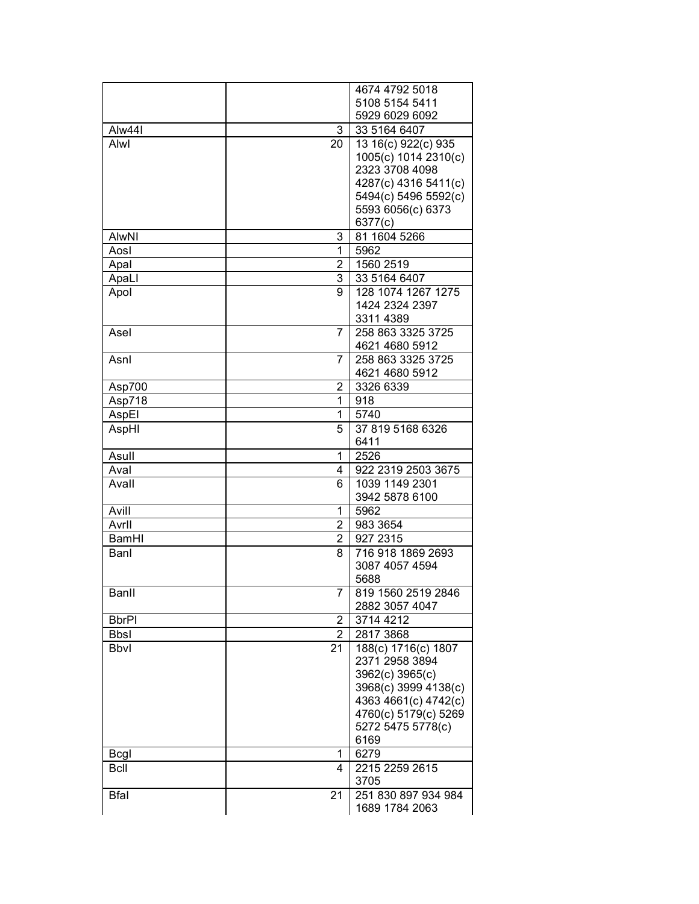| | | |
|---|---|---|
| | | 4674 4792 5018 5108 5154 5411 5929 6029 6092 |
| Alw44I | 3 | 33 5164 6407 |
| AlwI | 20 | 13 16(c) 922(c) 935 1005(c) 1014 2310(c) 2323 3708 4098 4287(c) 4316 5411(c) 5494(c) 5496 5592(c) 5593 6056(c) 6373 6377(c) |
| AlwNI | 3 | 81 1604 5266 |
| AosI | 1 | 5962 |
| ApaI | 2 | 1560 2519 |
| ApaLI | 3 | 33 5164 6407 |
| ApoI | 9 | 128 1074 1267 1275 1424 2324 2397 3311 4389 |
| AseI | 7 | 258 863 3325 3725 4621 4680 5912 |
| AsnI | 7 | 258 863 3325 3725 4621 4680 5912 |
| Asp700 | 2 | 3326 6339 |
| Asp718 | 1 | 918 |
| AspEI | 1 | 5740 |
| AspHI | 5 | 37 819 5168 6326 6411 |
| AsuII | 1 | 2526 |
| AvaI | 4 | 922 2319 2503 3675 |
| AvaII | 6 | 1039 1149 2301 3942 5878 6100 |
| AviII | 1 | 5962 |
| AvrII | 2 | 983 3654 |
| BamHI | 2 | 927 2315 |
| BanI | 8 | 716 918 1869 2693 3087 4057 4594 5688 |
| BanII | 7 | 819 1560 2519 2846 2882 3057 4047 |
| BbrPI | 2 | 3714 4212 |
| BbsI | 2 | 2817 3868 |
| BbvI | 21 | 188(c) 1716(c) 1807 2371 2958 3894 3962(c) 3965(c) 3968(c) 3999 4138(c) 4363 4661(c) 4742(c) 4760(c) 5179(c) 5269 5272 5475 5778(c) 6169 |
| BcgI | 1 | 6279 |
| BclI | 4 | 2215 2259 2615 3705 |
| BfaI | 21 | 251 830 897 934 984 1689 1784 2063 |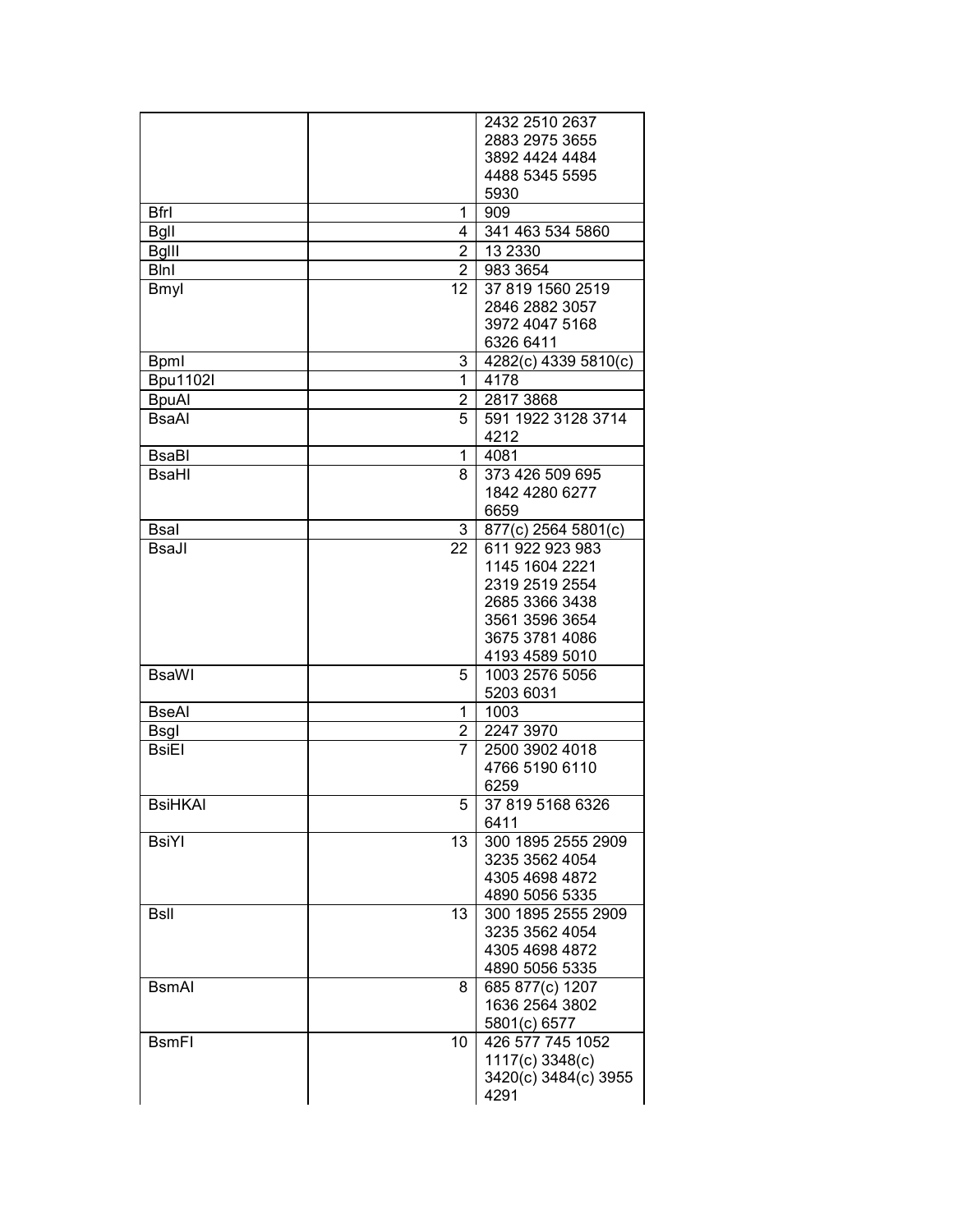| | | |
|---|---|---|
| | | 2432 2510 2637 2883 2975 3655 3892 4424 4484 4488 5345 5595 5930 |
| BfrI | 1 | 909 |
| BglI | 4 | 341 463 534 5860 |
| BglII | 2 | 13 2330 |
| BlnI | 2 | 983 3654 |
| BmyI | 12 | 37 819 1560 2519 2846 2882 3057 3972 4047 5168 6326 6411 |
| BpmI | 3 | 4282(c) 4339 5810(c) |
| Bpu1102I | 1 | 4178 |
| BpuAI | 2 | 2817 3868 |
| BsaAI | 5 | 591 1922 3128 3714 4212 |
| BsaBI | 1 | 4081 |
| BsaHI | 8 | 373 426 509 695 1842 4280 6277 6659 |
| BsaI | 3 | 877(c) 2564 5801(c) |
| BsaJI | 22 | 611 922 923 983 1145 1604 2221 2319 2519 2554 2685 3366 3438 3561 3596 3654 3675 3781 4086 4193 4589 5010 |
| BsaWI | 5 | 1003 2576 5056 5203 6031 |
| BseAI | 1 | 1003 |
| BsgI | 2 | 2247 3970 |
| BsiEI | 7 | 2500 3902 4018 4766 5190 6110 6259 |
| BsiHKAI | 5 | 37 819 5168 6326 6411 |
| BsiYI | 13 | 300 1895 2555 2909 3235 3562 4054 4305 4698 4872 4890 5056 5335 |
| BslI | 13 | 300 1895 2555 2909 3235 3562 4054 4305 4698 4872 4890 5056 5335 |
| BsmAI | 8 | 685 877(c) 1207 1636 2564 3802 5801(c) 6577 |
| BsmFI | 10 | 426 577 745 1052 1117(c) 3348(c) 3420(c) 3484(c) 3955 4291 |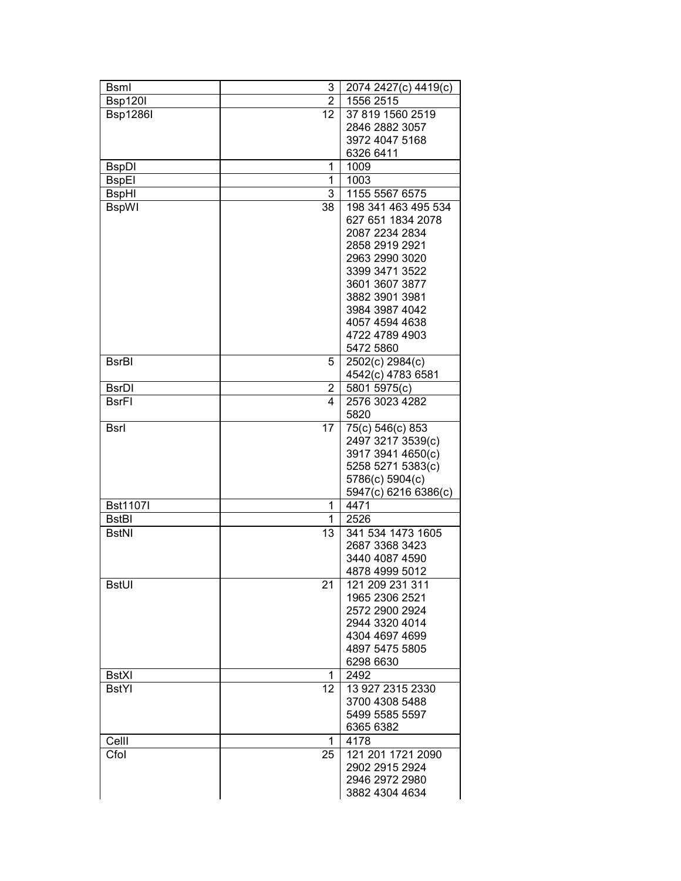| BsmI | 3 | 2074 2427(c) 4419(c) |
|---|---|---|
| Bsp120I | 2 | 1556 2515 |
| Bsp1286I | 12 | 37 819 1560 2519 2846 2882 3057 3972 4047 5168 6326 6411 |
| BspDI | 1 | 1009 |
| BspEI | 1 | 1003 |
| BspHI | 3 | 1155 5567 6575 |
| BspWI | 38 | 198 341 463 495 534 627 651 1834 2078 2087 2234 2834 2858 2919 2921 2963 2990 3020 3399 3471 3522 3601 3607 3877 3882 3901 3981 3984 3987 4042 4057 4594 4638 4722 4789 4903 5472 5860 |
| BsrBI | 5 | 2502(c) 2984(c) 4542(c) 4783 6581 |
| BsrDI | 2 | 5801 5975(c) |
| BsrFI | 4 | 2576 3023 4282 5820 |
| BsrI | 17 | 75(c) 546(c) 853 2497 3217 3539(c) 3917 3941 4650(c) 5258 5271 5383(c) 5786(c) 5904(c) 5947(c) 6216 6386(c) |
| Bst1107I | 1 | 4471 |
| BstBI | 1 | 2526 |
| BstNI | 13 | 341 534 1473 1605 2687 3368 3423 3440 4087 4590 4878 4999 5012 |
| BstUI | 21 | 121 209 231 311 1965 2306 2521 2572 2900 2924 2944 3320 4014 4304 4697 4699 4897 5475 5805 6298 6630 |
| BstXI | 1 | 2492 |
| BstYI | 12 | 13 927 2315 2330 3700 4308 5488 5499 5585 5597 6365 6382 |
| CelII | 1 | 4178 |
| CfoI | 25 | 121 201 1721 2090 2902 2915 2924 2946 2972 2980 3882 4304 4634 |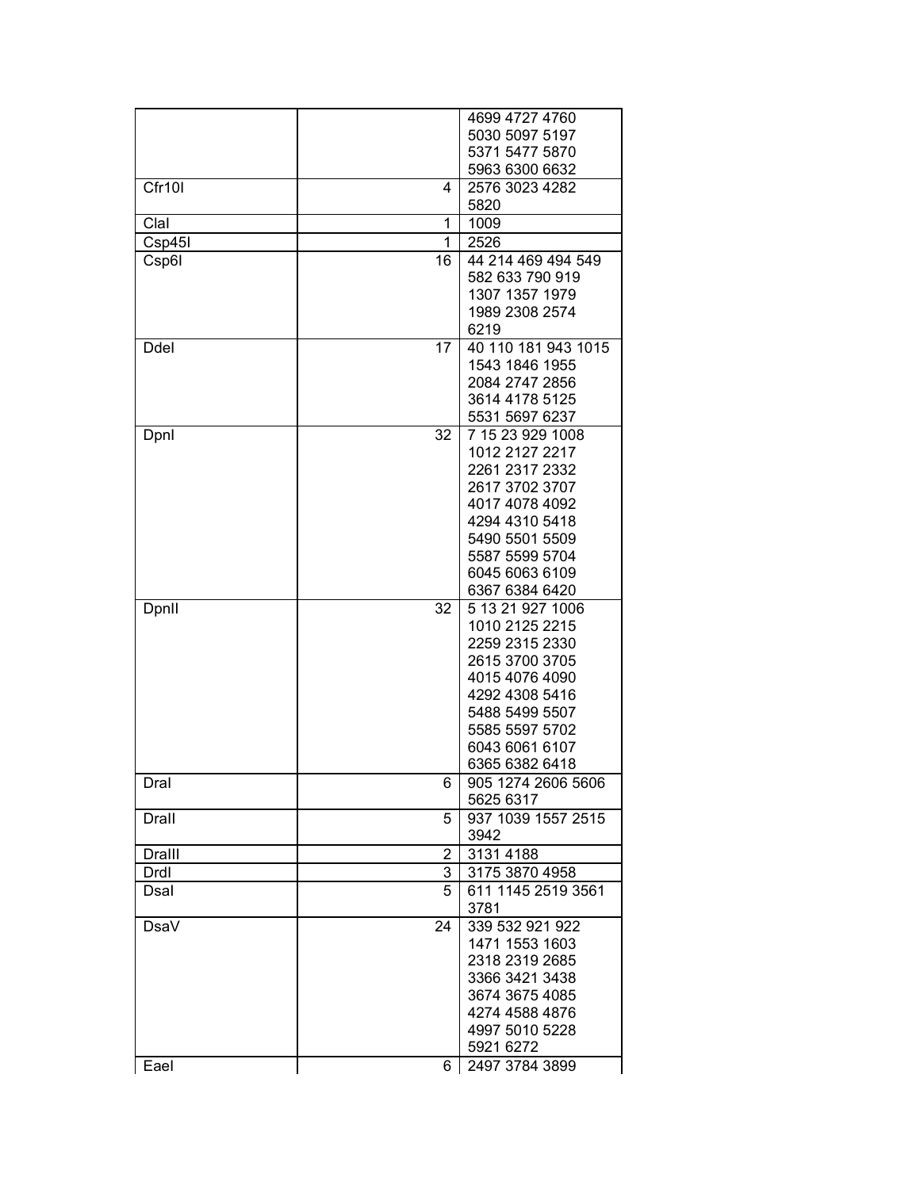| | | |
|---|---|---|
| | | 4699 4727 4760 5030 5097 5197 5371 5477 5870 5963 6300 6632 |
| Cfr10I | 4 | 2576 3023 4282 5820 |
| ClaI | 1 | 1009 |
| Csp45I | 1 | 2526 |
| Csp6I | 16 | 44 214 469 494 549 582 633 790 919 1307 1357 1979 1989 2308 2574 6219 |
| DdeI | 17 | 40 110 181 943 1015 1543 1846 1955 2084 2747 2856 3614 4178 5125 5531 5697 6237 |
| DpnI | 32 | 7 15 23 929 1008 1012 2127 2217 2261 2317 2332 2617 3702 3707 4017 4078 4092 4294 4310 5418 5490 5501 5509 5587 5599 5704 6045 6063 6109 6367 6384 6420 |
| DpnII | 32 | 5 13 21 927 1006 1010 2125 2215 2259 2315 2330 2615 3700 3705 4015 4076 4090 4292 4308 5416 5488 5499 5507 5585 5597 5702 6043 6061 6107 6365 6382 6418 |
| DraI | 6 | 905 1274 2606 5606 5625 6317 |
| DraII | 5 | 937 1039 1557 2515 3942 |
| DraIII | 2 | 3131 4188 |
| DrdI | 3 | 3175 3870 4958 |
| DsaI | 5 | 611 1145 2519 3561 3781 |
| DsaV | 24 | 339 532 921 922 1471 1553 1603 2318 2319 2685 3366 3421 3438 3674 3675 4085 4274 4588 4876 4997 5010 5228 5921 6272 |
| EaeI | 6 | 2497 3784 3899 |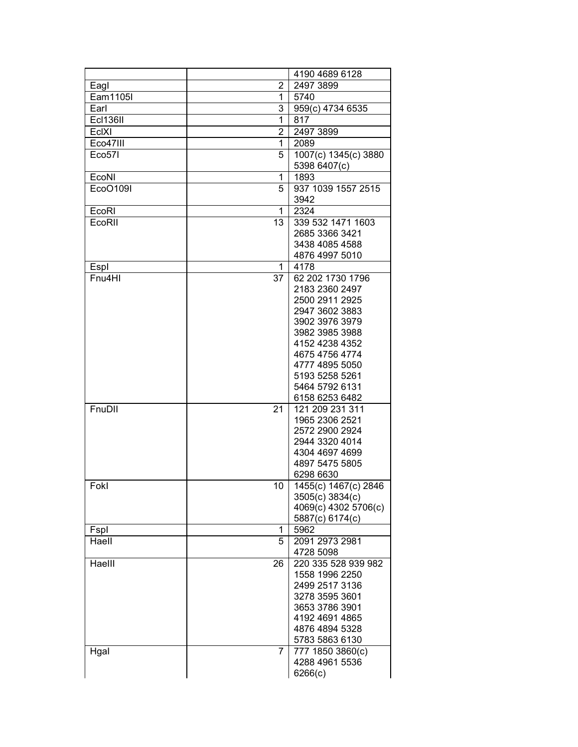| | | |
|---|---|---|
| | | 4190 4689 6128 |
| EagI | 2 | 2497 3899 |
| Eam1105I | 1 | 5740 |
| EarI | 3 | 959(c) 4734 6535 |
| Ecl136II | 1 | 817 |
| EclXI | 2 | 2497 3899 |
| Eco47III | 1 | 2089 |
| Eco57I | 5 | 1007(c) 1345(c) 3880 5398 6407(c) |
| EcoNI | 1 | 1893 |
| EcoO109I | 5 | 937 1039 1557 2515 3942 |
| EcoRI | 1 | 2324 |
| EcoRII | 13 | 339 532 1471 1603 2685 3366 3421 3438 4085 4588 4876 4997 5010 |
| EspI | 1 | 4178 |
| Fnu4HI | 37 | 62 202 1730 1796 2183 2360 2497 2500 2911 2925 2947 3602 3883 3902 3976 3979 3982 3985 3988 4152 4238 4352 4675 4756 4774 4777 4895 5050 5193 5258 5261 5464 5792 6131 6158 6253 6482 |
| FnuDII | 21 | 121 209 231 311 1965 2306 2521 2572 2900 2924 2944 3320 4014 4304 4697 4699 4897 5475 5805 6298 6630 |
| FokI | 10 | 1455(c) 1467(c) 2846 3505(c) 3834(c) 4069(c) 4302 5706(c) 5887(c) 6174(c) |
| FspI | 1 | 5962 |
| HaeII | 5 | 2091 2973 2981 4728 5098 |
| HaeIII | 26 | 220 335 528 939 982 1558 1996 2250 2499 2517 3136 3278 3595 3601 3653 3786 3901 4192 4691 4865 4876 4894 5328 5783 5863 6130 |
| HgaI | 7 | 777 1850 3860(c) 4288 4961 5536 6266(c) |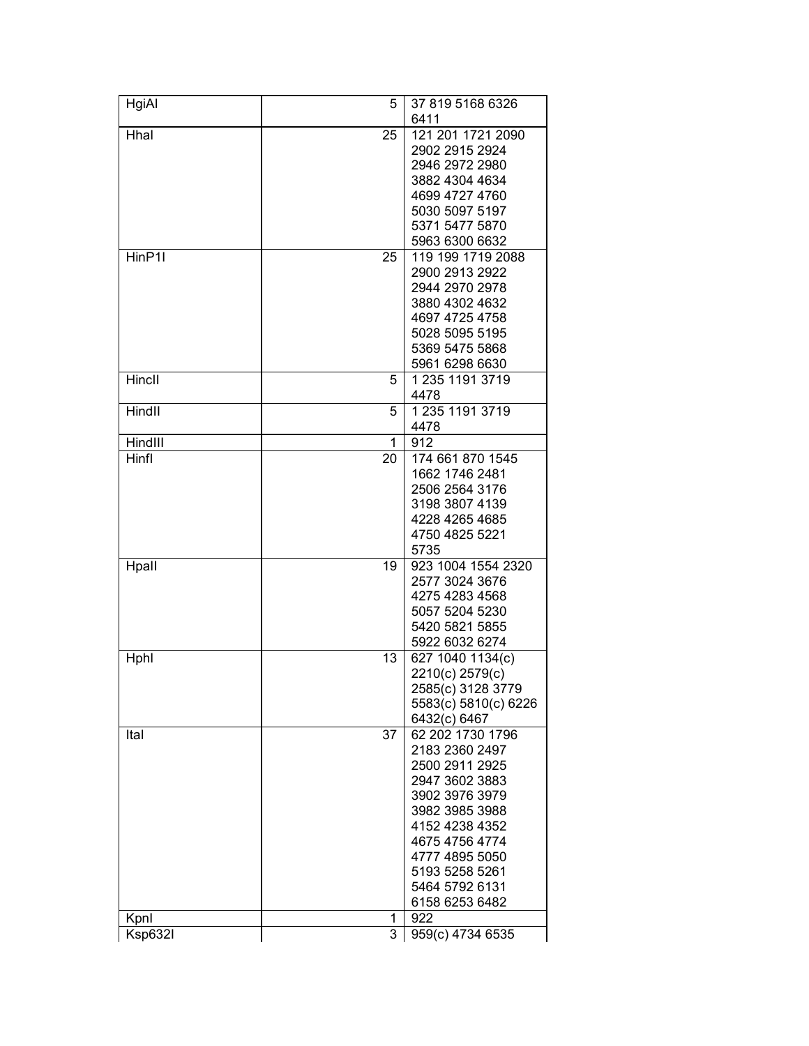| | | |
|---|---|---|
| HgiAI | 5 | 37 819 5168 6326 6411 |
| HhaI | 25 | 121 201 1721 2090 2902 2915 2924 2946 2972 2980 3882 4304 4634 4699 4727 4760 5030 5097 5197 5371 5477 5870 5963 6300 6632 |
| HinP1I | 25 | 119 199 1719 2088 2900 2913 2922 2944 2970 2978 3880 4302 4632 4697 4725 4758 5028 5095 5195 5369 5475 5868 5961 6298 6630 |
| HincII | 5 | 1 235 1191 3719 4478 |
| HindII | 5 | 1 235 1191 3719 4478 |
| HindIII | 1 | 912 |
| HinfI | 20 | 174 661 870 1545 1662 1746 2481 2506 2564 3176 3198 3807 4139 4228 4265 4685 4750 4825 5221 5735 |
| HpaII | 19 | 923 1004 1554 2320 2577 3024 3676 4275 4283 4568 5057 5204 5230 5420 5821 5855 5922 6032 6274 |
| HphI | 13 | 627 1040 1134(c) 2210(c) 2579(c) 2585(c) 3128 3779 5583(c) 5810(c) 6226 6432(c) 6467 |
| ItaI | 37 | 62 202 1730 1796 2183 2360 2497 2500 2911 2925 2947 3602 3883 3902 3976 3979 3982 3985 3988 4152 4238 4352 4675 4756 4774 4777 4895 5050 5193 5258 5261 5464 5792 6131 6158 6253 6482 |
| KpnI | 1 | 922 |
| Ksp632I | 3 | 959(c) 4734 6535 |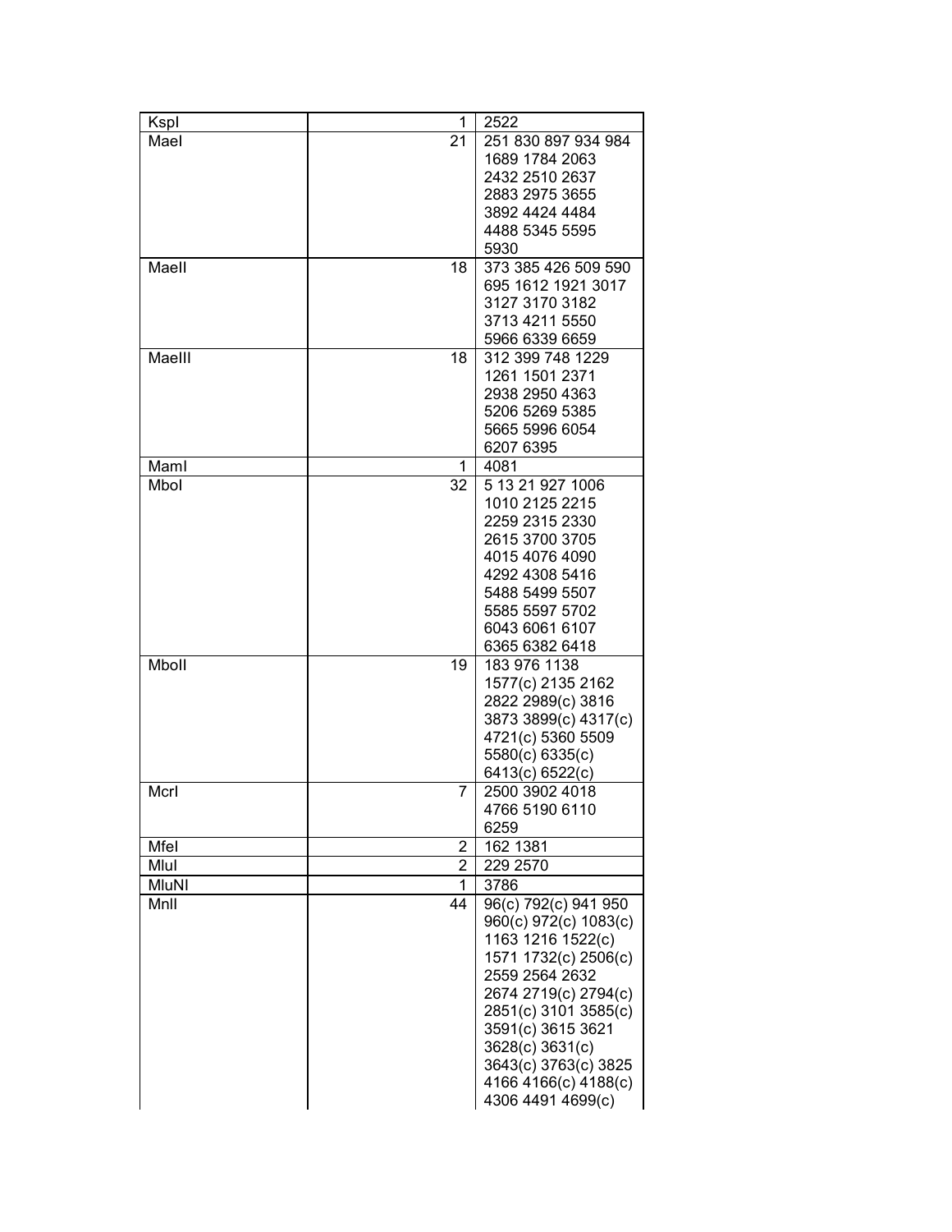| | | |
|---|---|---|
| KspI | 1 | 2522 |
| MaeI | 21 | 251 830 897 934 984 1689 1784 2063 2432 2510 2637 2883 2975 3655 3892 4424 4484 4488 5345 5595 5930 |
| MaeII | 18 | 373 385 426 509 590 695 1612 1921 3017 3127 3170 3182 3713 4211 5550 5966 6339 6659 |
| MaeIII | 18 | 312 399 748 1229 1261 1501 2371 2938 2950 4363 5206 5269 5385 5665 5996 6054 6207 6395 |
| MamI | 1 | 4081 |
| MboI | 32 | 5 13 21 927 1006 1010 2125 2215 2259 2315 2330 2615 3700 3705 4015 4076 4090 4292 4308 5416 5488 5499 5507 5585 5597 5702 6043 6061 6107 6365 6382 6418 |
| MboII | 19 | 183 976 1138 1577(c) 2135 2162 2822 2989(c) 3816 3873 3899(c) 4317(c) 4721(c) 5360 5509 5580(c) 6335(c) 6413(c) 6522(c) |
| McrI | 7 | 2500 3902 4018 4766 5190 6110 6259 |
| MfeI | 2 | 162 1381 |
| MluI | 2 | 229 2570 |
| MluNI | 1 | 3786 |
| MnlI | 44 | 96(c) 792(c) 941 950 960(c) 972(c) 1083(c) 1163 1216 1522(c) 1571 1732(c) 2506(c) 2559 2564 2632 2674 2719(c) 2794(c) 2851(c) 3101 3585(c) 3591(c) 3615 3621 3628(c) 3631(c) 3643(c) 3763(c) 3825 4166 4166(c) 4188(c) 4306 4491 4699(c) |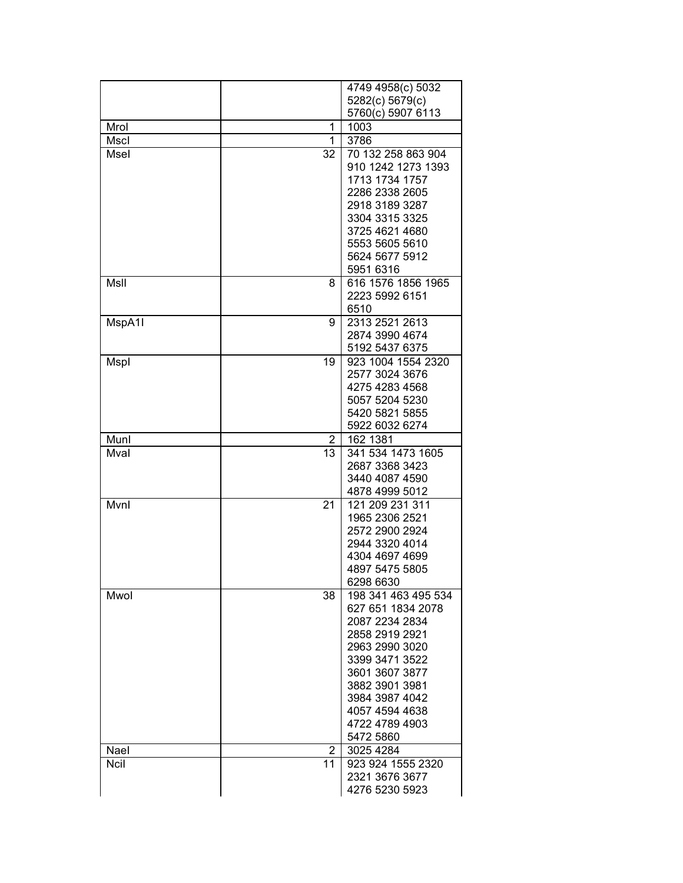| | | |
|---|---|---|
| | | 4749 4958(c) 5032 5282(c) 5679(c) 5760(c) 5907 6113 |
| MroI | 1 | 1003 |
| MscI | 1 | 3786 |
| MseI | 32 | 70 132 258 863 904 910 1242 1273 1393 1713 1734 1757 2286 2338 2605 2918 3189 3287 3304 3315 3325 3725 4621 4680 5553 5605 5610 5624 5677 5912 5951 6316 |
| MslI | 8 | 616 1576 1856 1965 2223 5992 6151 6510 |
| MspA1I | 9 | 2313 2521 2613 2874 3990 4674 5192 5437 6375 |
| MspI | 19 | 923 1004 1554 2320 2577 3024 3676 4275 4283 4568 5057 5204 5230 5420 5821 5855 5922 6032 6274 |
| MunI | 2 | 162 1381 |
| MvaI | 13 | 341 534 1473 1605 2687 3368 3423 3440 4087 4590 4878 4999 5012 |
| MvnI | 21 | 121 209 231 311 1965 2306 2521 2572 2900 2924 2944 3320 4014 4304 4697 4699 4897 5475 5805 6298 6630 |
| MwoI | 38 | 198 341 463 495 534 627 651 1834 2078 2087 2234 2834 2858 2919 2921 2963 2990 3020 3399 3471 3522 3601 3607 3877 3882 3901 3981 3984 3987 4042 4057 4594 4638 4722 4789 4903 5472 5860 |
| NaeI | 2 | 3025 4284 |
| NciI | 11 | 923 924 1555 2320 2321 3676 3677 4276 5230 5923 |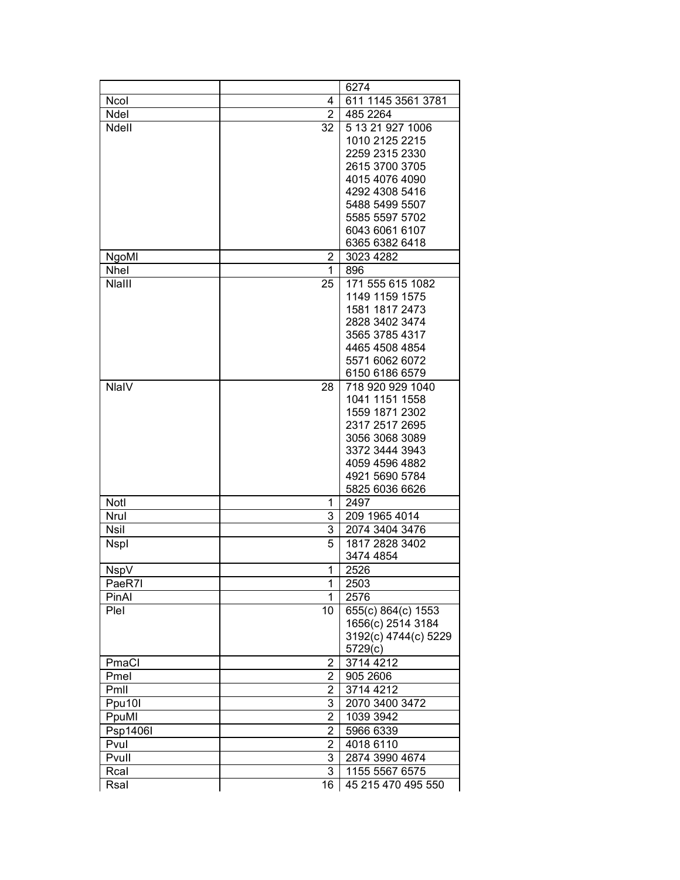| | | 6274 |
|---|---|---|
| NcoI | 4 | 611 1145 3561 3781 |
| NdeI | 2 | 485 2264 |
| NdeII | 32 | 5 13 21 927 1006 1010 2125 2215 2259 2315 2330 2615 3700 3705 4015 4076 4090 4292 4308 5416 5488 5499 5507 5585 5597 5702 6043 6061 6107 6365 6382 6418 |
| NgoMI | 2 | 3023 4282 |
| NheI | 1 | 896 |
| NlaIII | 25 | 171 555 615 1082 1149 1159 1575 1581 1817 2473 2828 3402 3474 3565 3785 4317 4465 4508 4854 5571 6062 6072 6150 6186 6579 |
| NlaIV | 28 | 718 920 929 1040 1041 1151 1558 1559 1871 2302 2317 2517 2695 3056 3068 3089 3372 3444 3943 4059 4596 4882 4921 5690 5784 5825 6036 6626 |
| NotI | 1 | 2497 |
| NruI | 3 | 209 1965 4014 |
| NsiI | 3 | 2074 3404 3476 |
| NspI | 5 | 1817 2828 3402 3474 4854 |
| NspV | 1 | 2526 |
| PaeR7I | 1 | 2503 |
| PinAI | 1 | 2576 |
| PleI | 10 | 655(c) 864(c) 1553 1656(c) 2514 3184 3192(c) 4744(c) 5229 5729(c) |
| PmaCI | 2 | 3714 4212 |
| PmeI | 2 | 905 2606 |
| PmlI | 2 | 3714 4212 |
| Ppu10I | 3 | 2070 3400 3472 |
| PpuMI | 2 | 1039 3942 |
| Psp1406I | 2 | 5966 6339 |
| PvuI | 2 | 4018 6110 |
| PvuII | 3 | 2874 3990 4674 |
| RcaI | 3 | 1155 5567 6575 |
| RsaI | 16 | 45 215 470 495 550 |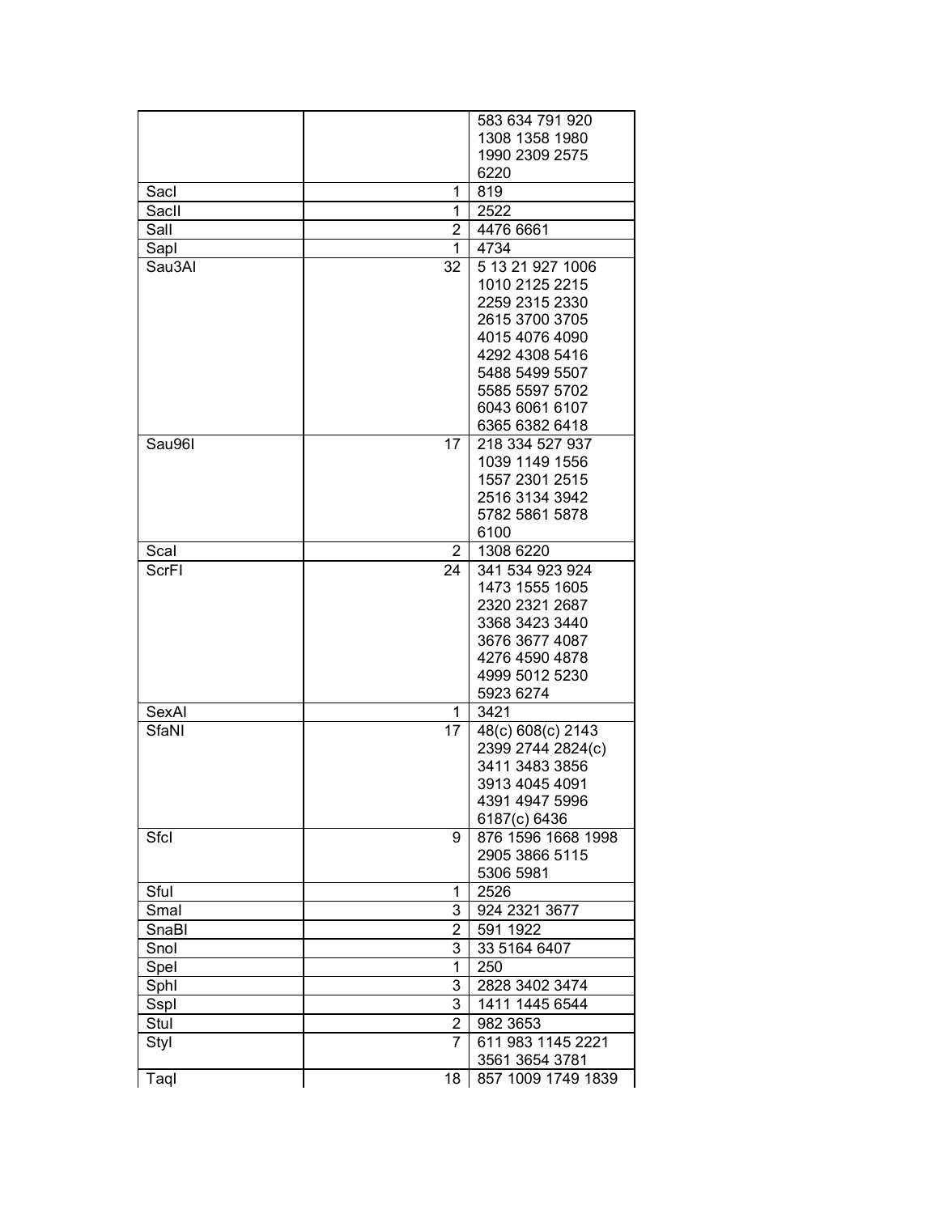| | | |
|---|---|---|
| | | 583 634 791 920 1308 1358 1980 1990 2309 2575 6220 |
| SacI | 1 | 819 |
| SacII | 1 | 2522 |
| SalI | 2 | 4476 6661 |
| SapI | 1 | 4734 |
| Sau3AI | 32 | 5 13 21 927 1006 1010 2125 2215 2259 2315 2330 2615 3700 3705 4015 4076 4090 4292 4308 5416 5488 5499 5507 5585 5597 5702 6043 6061 6107 6365 6382 6418 |
| Sau96I | 17 | 218 334 527 937 1039 1149 1556 1557 2301 2515 2516 3134 3942 5782 5861 5878 6100 |
| ScaI | 2 | 1308 6220 |
| ScrFI | 24 | 341 534 923 924 1473 1555 1605 2320 2321 2687 3368 3423 3440 3676 3677 4087 4276 4590 4878 4999 5012 5230 5923 6274 |
| SexAI | 1 | 3421 |
| SfaNI | 17 | 48(c) 608(c) 2143 2399 2744 2824(c) 3411 3483 3856 3913 4045 4091 4391 4947 5996 6187(c) 6436 |
| SfcI | 9 | 876 1596 1668 1998 2905 3866 5115 5306 5981 |
| SfuI | 1 | 2526 |
| SmaI | 3 | 924 2321 3677 |
| SnaBI | 2 | 591 1922 |
| SnoI | 3 | 33 5164 6407 |
| SpeI | 1 | 250 |
| SphI | 3 | 2828 3402 3474 |
| SspI | 3 | 1411 1445 6544 |
| StuI | 2 | 982 3653 |
| StyI | 7 | 611 983 1145 2221 3561 3654 3781 |
| TaqI | 18 | 857 1009 1749 1839 |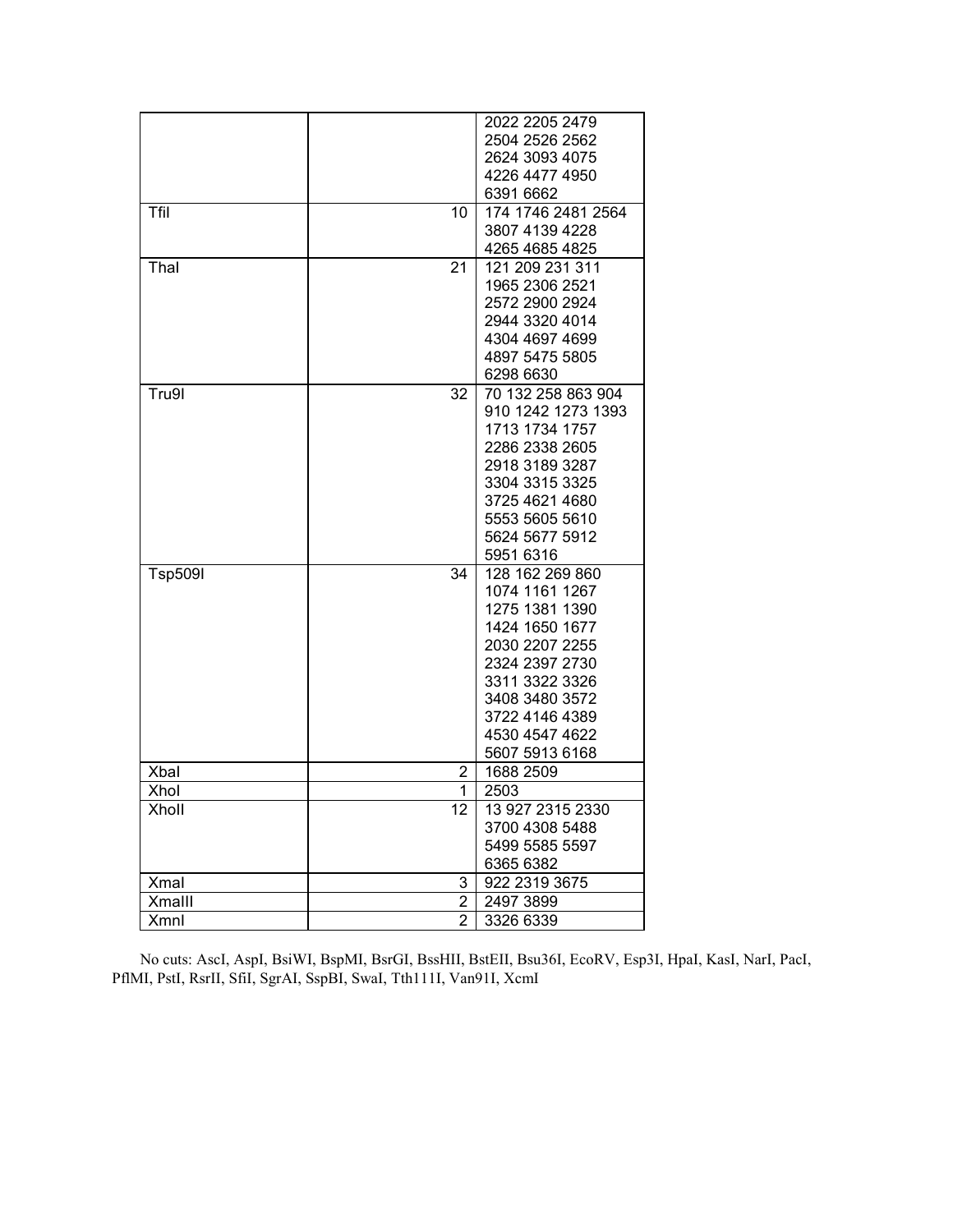| | | |
|---|---|---|
| | | 2022 2205 2479 2504 2526 2562 2624 3093 4075 4226 4477 4950 6391 6662 |
| TfiI | 10 | 174 1746 2481 2564 3807 4139 4228 4265 4685 4825 |
| ThaI | 21 | 121 209 231 311 1965 2306 2521 2572 2900 2924 2944 3320 4014 4304 4697 4699 4897 5475 5805 6298 6630 |
| Tru9I | 32 | 70 132 258 863 904 910 1242 1273 1393 1713 1734 1757 2286 2338 2605 2918 3189 3287 3304 3315 3325 3725 4621 4680 5553 5605 5610 5624 5677 5912 5951 6316 |
| Tsp509I | 34 | 128 162 269 860 1074 1161 1267 1275 1381 1390 1424 1650 1677 2030 2207 2255 2324 2397 2730 3311 3322 3326 3408 3480 3572 3722 4146 4389 4530 4547 4622 5607 5913 6168 |
| XbaI | 2 | 1688 2509 |
| XhoI | 1 | 2503 |
| XhoII | 12 | 13 927 2315 2330 3700 4308 5488 5499 5585 5597 6365 6382 |
| XmaI | 3 | 922 2319 3675 |
| XmaIII | 2 | 2497 3899 |
| XmnI | 2 | 3326 6339 |

No cuts: AscI, AspI, BsiWI, BspMI, BsrGI, BssHII, BstEII, Bsu36I, EcoRV, Esp3I, HpaI, KasI, NarI, PacI, PflMI, PstI, RsrII, SfiI, SgrAI, SspBI, SwaI, Tth111I, Van91I, XcmI